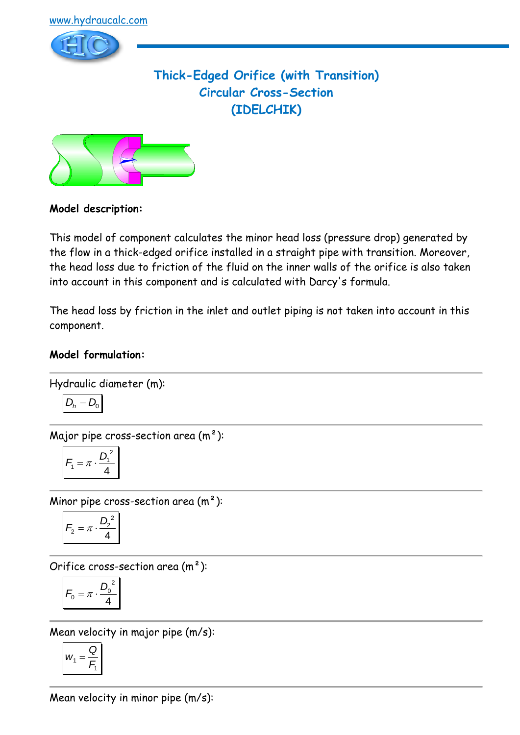www.hydraucalc.com

# Thick-Edged Orifice (with Transition)
## Circular Cross-Section
## (IDELCHIK)

**Model description:**

This model of component calculates the minor head loss (pressure drop) generated by the flow in a thick-edged orifice installed in a straight pipe with transition. Moreover, the head loss due to friction of the fluid on the inner walls of the orifice is also taken into account in this component and is calculated with Darcy's formula.

The head loss by friction in the inlet and outlet piping is not taken into account in this component.

**Model formulation:**

Hydraulic diameter (m):

$$D_h = D_0$$

Major pipe cross-section area (m²):

$$F_1 = \pi \cdot \frac{D_1^2}{4}$$

Minor pipe cross-section area (m²):

$$F_2 = \pi \cdot \frac{D_2^2}{4}$$

Orifice cross-section area (m²):

$$F_0 = \pi \cdot \frac{D_0^2}{4}$$

Mean velocity in major pipe (m/s):

$$w_1 = \frac{Q}{F_1}$$

Mean velocity in minor pipe (m/s):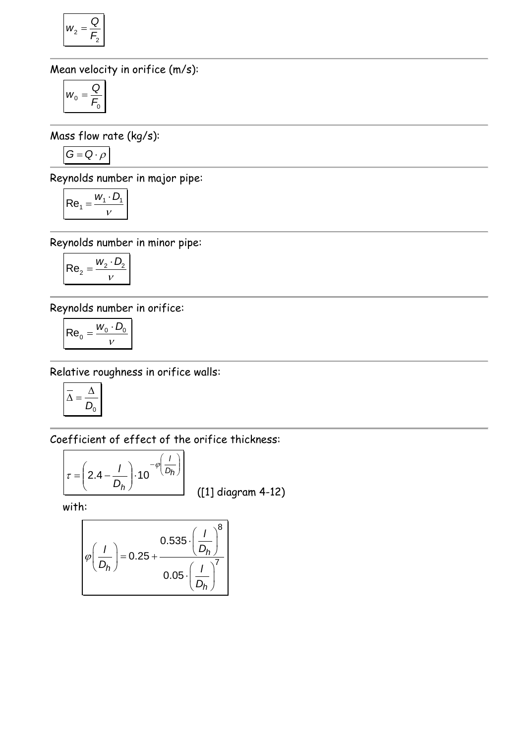$$w_2 = \frac{Q}{F_2}$$

Mean velocity in orifice (m/s):

$$w_0 = \frac{Q}{F_0}$$

Mass flow rate (kg/s):

$$G = Q \cdot \rho$$

Reynolds number in major pipe:

$$\mathrm{Re}_1 = \frac{w_1 \cdot D_1}{\nu}$$

Reynolds number in minor pipe:

$$\mathrm{Re}_2 = \frac{w_2 \cdot D_2}{\nu}$$

Reynolds number in orifice:

$$\mathrm{Re}_0 = \frac{w_0 \cdot D_0}{\nu}$$

Relative roughness in orifice walls:

$$\overline{\Delta} = \frac{\Delta}{D_0}$$

Coefficient of effect of the orifice thickness:

$$\tau = \left(2.4 - \frac{l}{D_h}\right) \cdot 10^{-\varphi\left(\frac{l}{D_h}\right)}$$

([1] diagram 4-12)

with:

$$\varphi\left(\frac{l}{D_h}\right) = 0.25 + \frac{0.535 \cdot \left(\frac{l}{D_h}\right)^8}{0.05 \cdot \left(\frac{l}{D_h}\right)^7}$$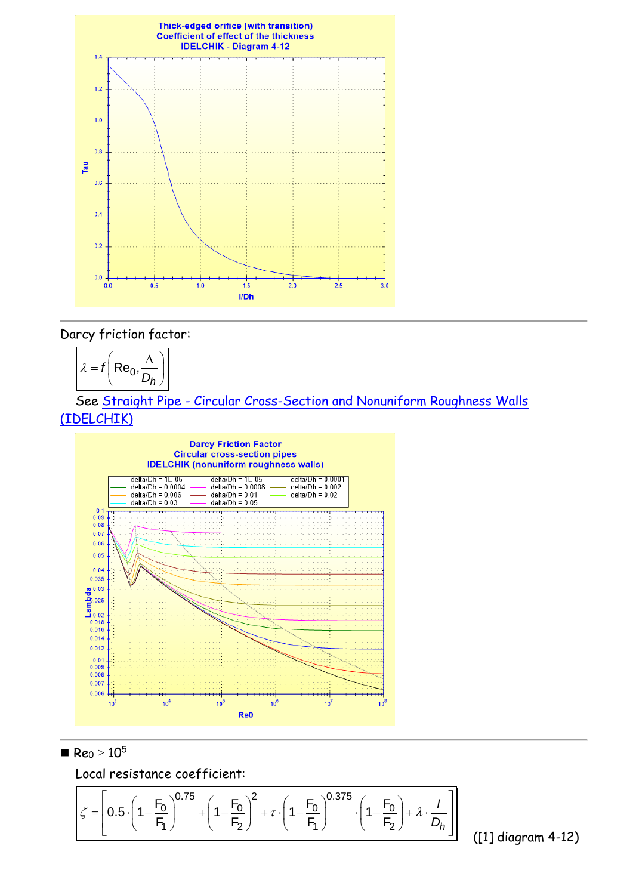Darcy friction factor:

$$\lambda = f\left(\mathrm{Re}_0, \frac{\Delta}{D_h}\right)$$

See [Straight Pipe - Circular Cross-Section and Nonuniform Roughness Walls (IDELCHIK)]

■ $\mathrm{Re}_0 \geq 10^5$

Local resistance coefficient:

$$\zeta = \left[0.5 \cdot \left(1 - \frac{F_0}{F_1}\right)^{0.75} + \left(1 - \frac{F_0}{F_2}\right)^2 + \tau \cdot \left(1 - \frac{F_0}{F_1}\right)^{0.375} \cdot \left(1 - \frac{F_0}{F_2}\right) + \lambda \cdot \frac{l}{D_h}\right]$$

([1] diagram 4-12)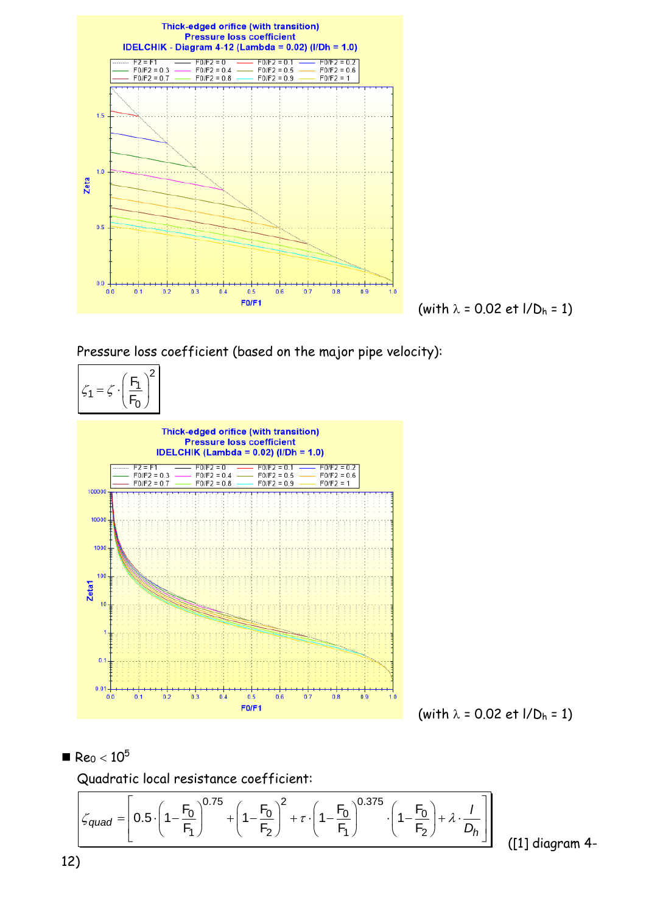(with $\lambda$ = 0.02 et $l/D_h$ = 1)

Pressure loss coefficient (based on the major pipe velocity):

$$\zeta_1 = \zeta \cdot \left(\frac{F_1}{F_0}\right)^2$$

(with $\lambda$ = 0.02 et $l/D_h$ = 1)

- $Re_0 < 10^5$

Quadratic local resistance coefficient:

$$\zeta_{quad} = \left[0.5 \cdot \left(1 - \frac{F_0}{F_1}\right)^{0.75} + \left(1 - \frac{F_0}{F_2}\right)^2 + \tau \cdot \left(1 - \frac{F_0}{F_1}\right)^{0.375} \cdot \left(1 - \frac{F_0}{F_2}\right) + \lambda \cdot \frac{l}{D_h}\right]$$

([1] diagram 4-12)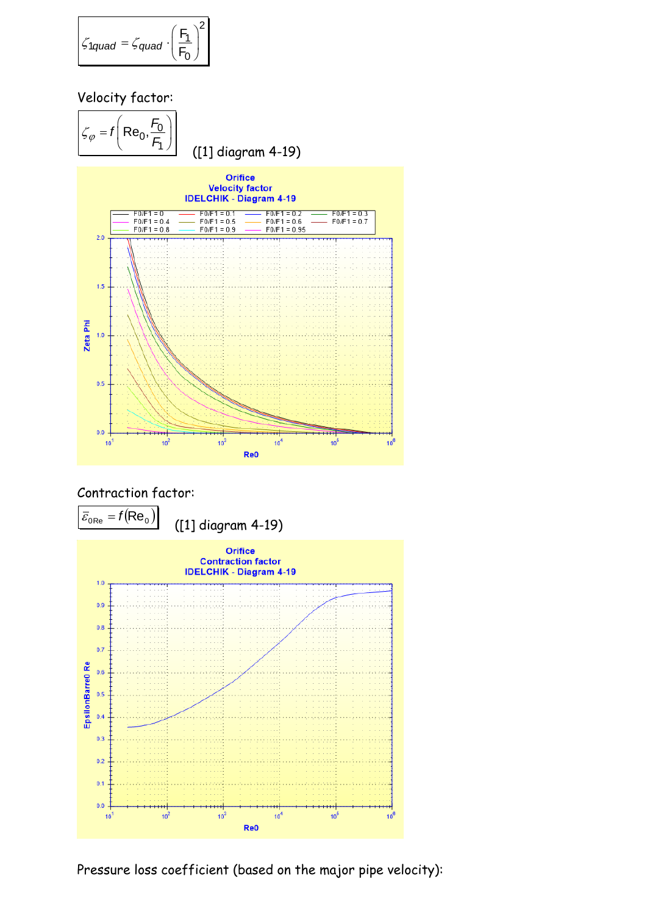$$\zeta_{1quad} = \zeta_{quad} \cdot \left(\frac{F_1}{F_0}\right)^2$$

Velocity factor:

$$\zeta_{\varphi} = f\left(\mathrm{Re}_0, \frac{F_0}{F_1}\right)$$

([1] diagram 4-19)

Orifice
Velocity factor
IDELCHIK - Diagram 4-19

Contraction factor:

$$\bar{\varepsilon}_{0\mathrm{Re}} = f(\mathrm{Re}_0)$$

([1] diagram 4-19)

Orifice
Contraction factor
IDELCHIK - Diagram 4-19

Pressure loss coefficient (based on the major pipe velocity):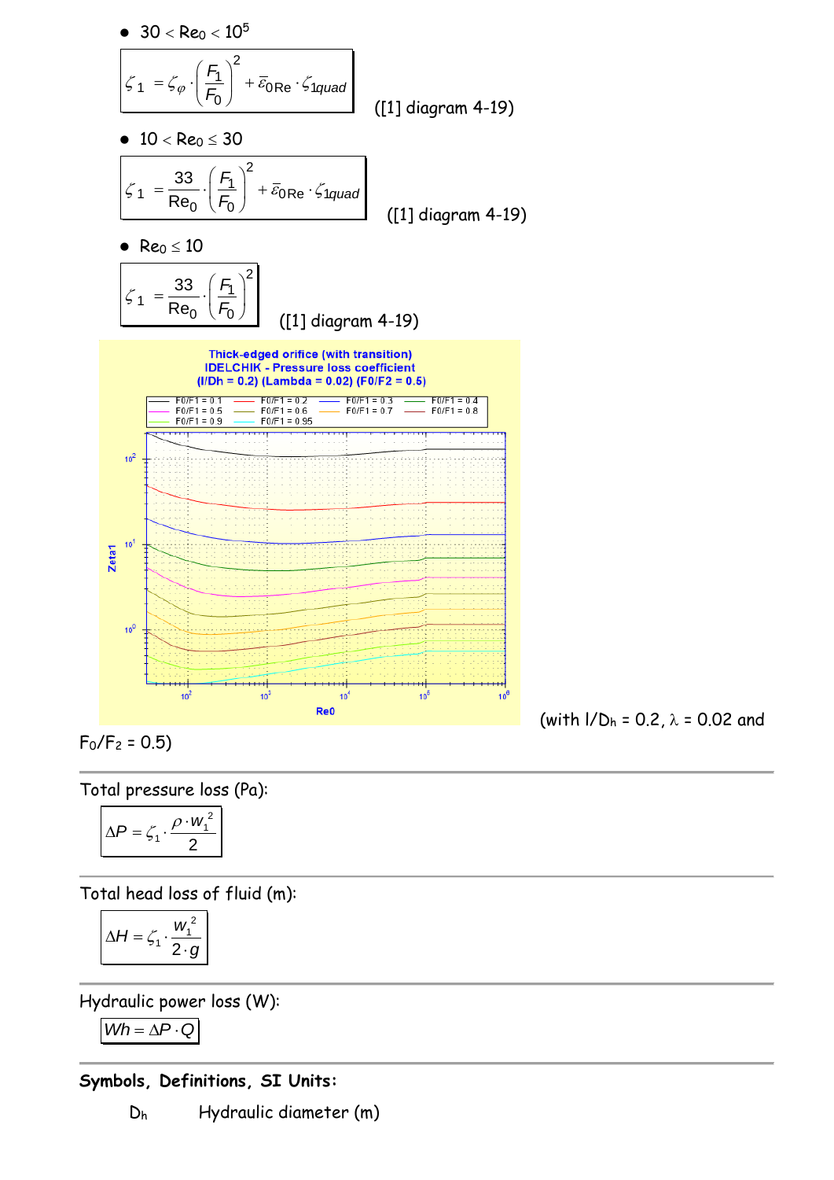- $30 < Re_0 < 10^5$

$$\zeta_1 = \zeta_\varphi \cdot \left(\frac{F_1}{F_0}\right)^2 + \bar{\varepsilon}_{0Re} \cdot \zeta_{1quad}$$

([1] diagram 4-19)

- $10 < Re_0 \leq 30$

$$\zeta_1 = \frac{33}{Re_0} \cdot \left(\frac{F_1}{F_0}\right)^2 + \bar{\varepsilon}_{0Re} \cdot \zeta_{1quad}$$

([1] diagram 4-19)

- $Re_0 \leq 10$

$$\zeta_1 = \frac{33}{Re_0} \cdot \left(\frac{F_1}{F_0}\right)^2$$

([1] diagram 4-19)

(with $l/D_h = 0.2$, $\lambda = 0.02$ and $F_0/F_2 = 0.5$)

---

Total pressure loss (Pa):

$$\Delta P = \zeta_1 \cdot \frac{\rho \cdot w_1^2}{2}$$

---

Total head loss of fluid (m):

$$\Delta H = \zeta_1 \cdot \frac{w_1^2}{2 \cdot g}$$

---

Hydraulic power loss (W):

$$Wh = \Delta P \cdot Q$$

---

**Symbols, Definitions, SI Units:**

$D_h$ Hydraulic diameter (m)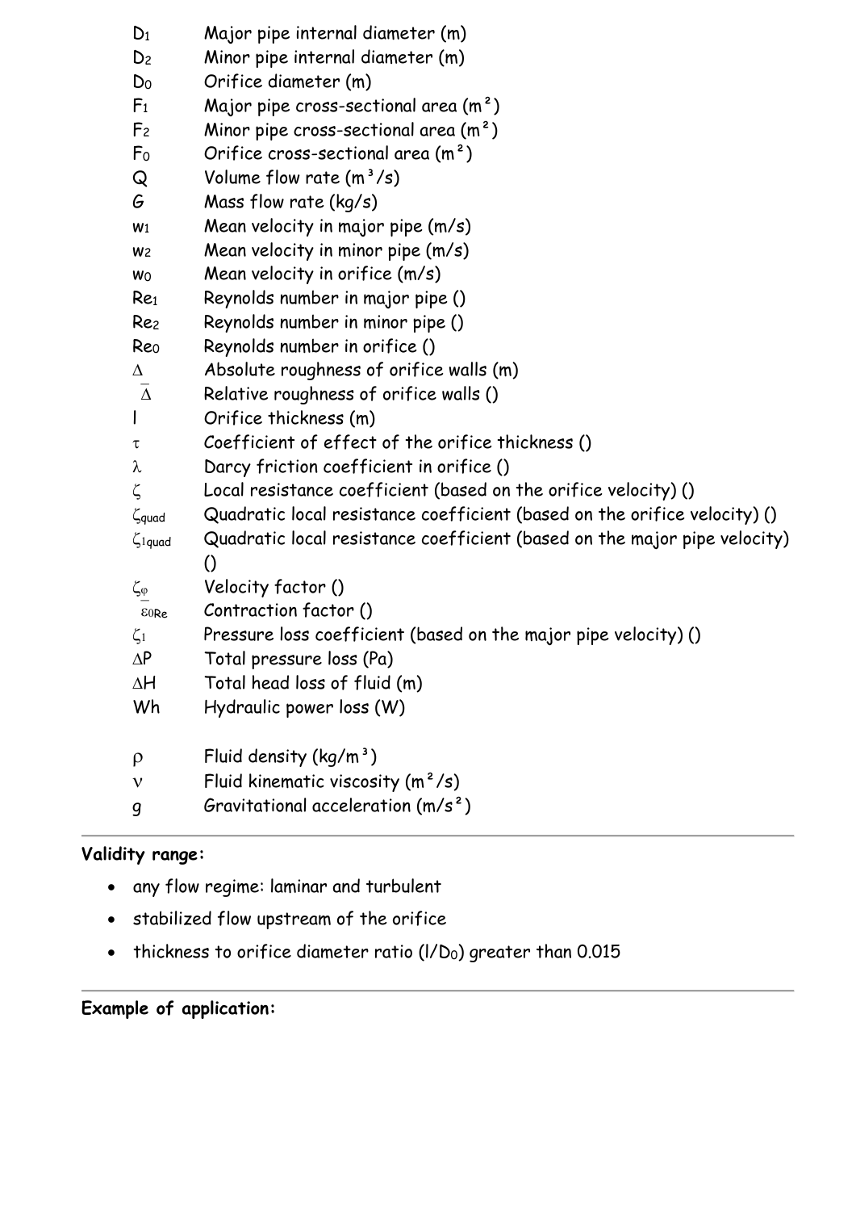| Symbol | Description |
| --- | --- |
| $D_1$ | Major pipe internal diameter (m) |
| $D_2$ | Minor pipe internal diameter (m) |
| $D_0$ | Orifice diameter (m) |
| $F_1$ | Major pipe cross-sectional area (m²) |
| $F_2$ | Minor pipe cross-sectional area (m²) |
| $F_0$ | Orifice cross-sectional area (m²) |
| $Q$ | Volume flow rate (m³/s) |
| $G$ | Mass flow rate (kg/s) |
| $w_1$ | Mean velocity in major pipe (m/s) |
| $w_2$ | Mean velocity in minor pipe (m/s) |
| $w_0$ | Mean velocity in orifice (m/s) |
| $Re_1$ | Reynolds number in major pipe () |
| $Re_2$ | Reynolds number in minor pipe () |
| $Re_0$ | Reynolds number in orifice () |
| $\Delta$ | Absolute roughness of orifice walls (m) |
| $\overline{\Delta}$ | Relative roughness of orifice walls () |
| $l$ | Orifice thickness (m) |
| $\tau$ | Coefficient of effect of the orifice thickness () |
| $\lambda$ | Darcy friction coefficient in orifice () |
| $\zeta$ | Local resistance coefficient (based on the orifice velocity) () |
| $\zeta_{quad}$ | Quadratic local resistance coefficient (based on the orifice velocity) () |
| $\zeta_{1quad}$ | Quadratic local resistance coefficient (based on the major pipe velocity) () |
| $\zeta_{\varphi}$ | Velocity factor () |
| $\overline{\varepsilon}_{0Re}$ | Contraction factor () |
| $\zeta_1$ | Pressure loss coefficient (based on the major pipe velocity) () |
| $\Delta P$ | Total pressure loss (Pa) |
| $\Delta H$ | Total head loss of fluid (m) |
| $Wh$ | Hydraulic power loss (W) |
| $\rho$ | Fluid density (kg/m³) |
| $\nu$ | Fluid kinematic viscosity (m²/s) |
| $g$ | Gravitational acceleration (m/s²) |

**Validity range:**

- any flow regime: laminar and turbulent
- stabilized flow upstream of the orifice
- thickness to orifice diameter ratio ($l/D_0$) greater than 0.015

**Example of application:**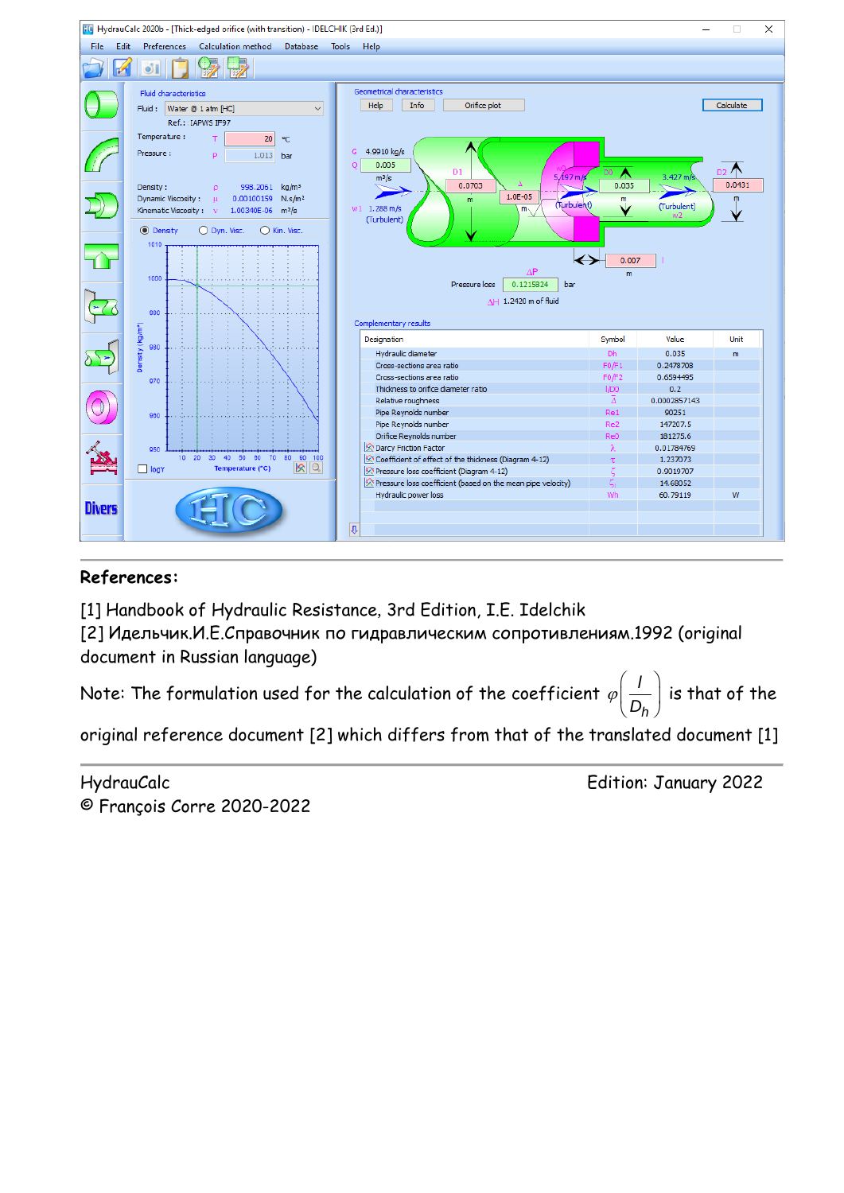HydrauCalc 2020b - [Thick-edged orifice (with transition) - IDELCHIK (3rd Ed.)]

File Edit Preferences Calculation method Database Tools Help

Fluid characteristics

Fluid : Water @ 1 atm (HC)

Ref.: IAPWS IF97

Temperature : T 20 °C

Pressure : P 1.013 bar

Density : ρ 998.2061 kg/m³

Dynamic Viscosity : μ 0.00100159 N.s/m²

Kinematic Viscosity : ν 1.00340E-06 m²/s

Density Dyn. Visc. Kin. Visc.

1010
1000
990
980
970
960
950

Density (kg/m³)

10 20 30 40 50 60 70 80 90 100

Temperature (°C)

logY

Divers

Geometrical characteristics

Help Info Orifice plot Calculate

G 4.9910 kg/s

Q 0.005 m³/s

w1 1.288 m/s (Turbulent)

D1 0.0703 m

Δ 1.0E-05 m

w0 5.197 m/s (Turbulent)

D0 0.035 m

D2 0.0431 m

w2 3.427 m/s (Turbulent)

l 0.007 m

ΔP Pressure loss 0.1215824 bar

ΔH 1.2420 m of fluid

Complementary results

| Designation | Symbol | Value | Unit |
| --- | --- | --- | --- |
| Hydraulic diameter | Dh | 0.035 | m |
| Cross-sections area ratio | F0/F1 | 0.2478708 | |
| Cross-sections area ratio | F0/F2 | 0.6594495 | |
| Thickness to orifice diameter ratio | l/D0 | 0.2 | |
| Relative roughness | Δ | 0.0002857143 | |
| Pipe Reynolds number | Re1 | 90251 | |
| Pipe Reynolds number | Re2 | 147207.5 | |
| Orifice Reynolds number | Re0 | 181275.6 | |
| Darcy Friction Factor | λ | 0.01784769 | |
| Coefficient of effect of the thickness (Diagram 4-12) | τ | 1.237073 | |
| Pressure loss coefficient (Diagram 4-12) | ζ | 0.9019707 | |
| Pressure loss coefficient (based on the mean pipe velocity) | ζ1 | 14.68052 | |
| Hydraulic power loss | Wh | 60.79119 | W |

**References:**

[1] Handbook of Hydraulic Resistance, 3rd Edition, I.E. Idelchik
[2] Идельчик.И.Е.Справочник по гидравлическим сопротивлениям.1992 (original document in Russian language)

Note: The formulation used for the calculation of the coefficient $\varphi\left(\dfrac{l}{D_h}\right)$ is that of the original reference document [2] which differs from that of the translated document [1]

HydrauCalc
© François Corre 2020-2022

Edition: January 2022